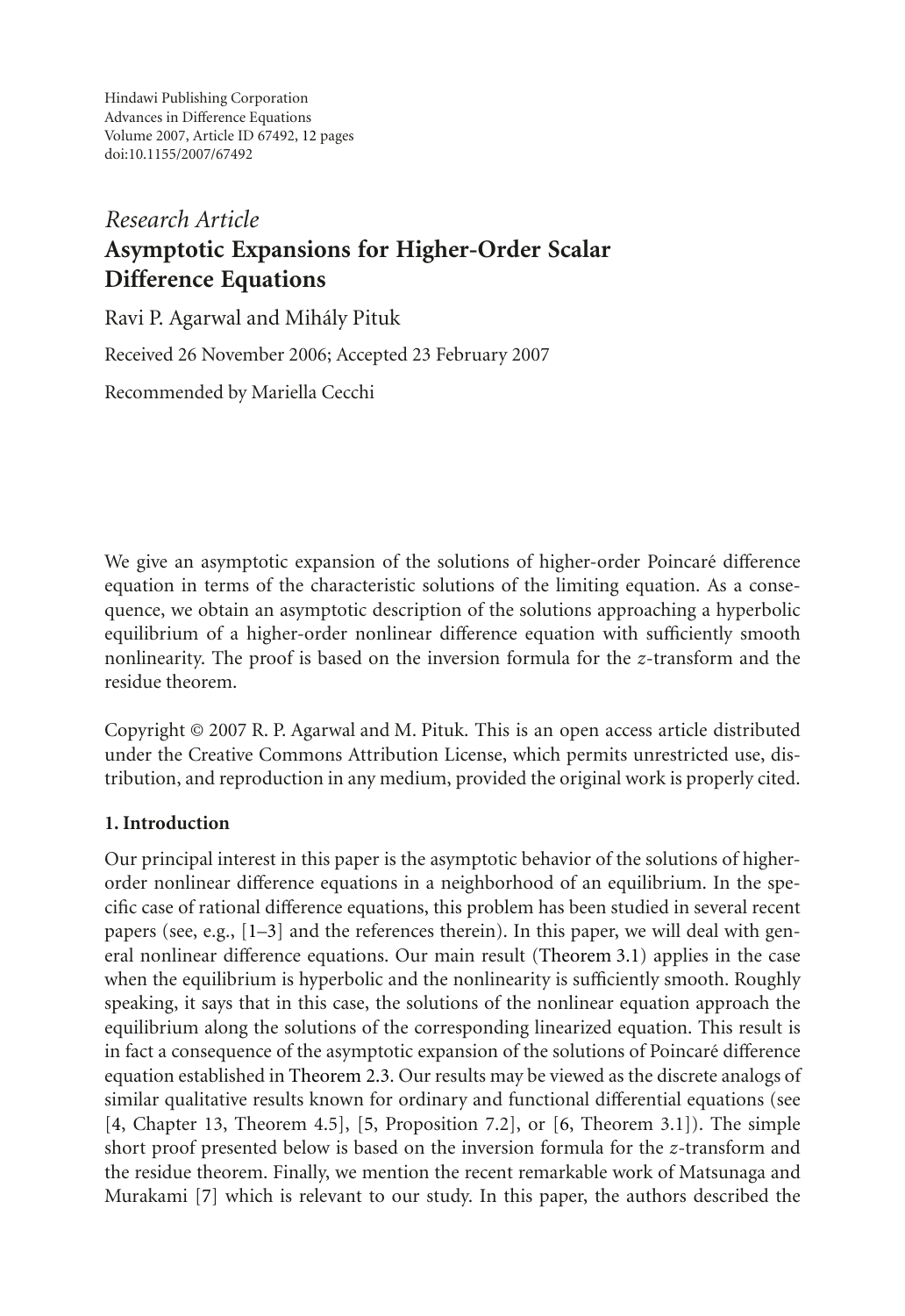Hindawi Publishing Corporation
Advances in Difference Equations
Volume 2007, Article ID 67492, 12 pages
doi:10.1155/2007/67492

*Research Article*

# Asymptotic Expansions for Higher-Order Scalar Difference Equations

Ravi P. Agarwal and Mihály Pituk

Received 26 November 2006; Accepted 23 February 2007

Recommended by Mariella Cecchi

We give an asymptotic expansion of the solutions of higher-order Poincaré difference equation in terms of the characteristic solutions of the limiting equation. As a consequence, we obtain an asymptotic description of the solutions approaching a hyperbolic equilibrium of a higher-order nonlinear difference equation with sufficiently smooth nonlinearity. The proof is based on the inversion formula for the $z$-transform and the residue theorem.

Copyright © 2007 R. P. Agarwal and M. Pituk. This is an open access article distributed under the Creative Commons Attribution License, which permits unrestricted use, distribution, and reproduction in any medium, provided the original work is properly cited.

## 1. Introduction

Our principal interest in this paper is the asymptotic behavior of the solutions of higher-order nonlinear difference equations in a neighborhood of an equilibrium. In the specific case of rational difference equations, this problem has been studied in several recent papers (see, e.g., [1–3] and the references therein). In this paper, we will deal with general nonlinear difference equations. Our main result (Theorem 3.1) applies in the case when the equilibrium is hyperbolic and the nonlinearity is sufficiently smooth. Roughly speaking, it says that in this case, the solutions of the nonlinear equation approach the equilibrium along the solutions of the corresponding linearized equation. This result is in fact a consequence of the asymptotic expansion of the solutions of Poincaré difference equation established in Theorem 2.3. Our results may be viewed as the discrete analogs of similar qualitative results known for ordinary and functional differential equations (see [4, Chapter 13, Theorem 4.5], [5, Proposition 7.2], or [6, Theorem 3.1]). The simple short proof presented below is based on the inversion formula for the $z$-transform and the residue theorem. Finally, we mention the recent remarkable work of Matsunaga and Murakami [7] which is relevant to our study. In this paper, the authors described the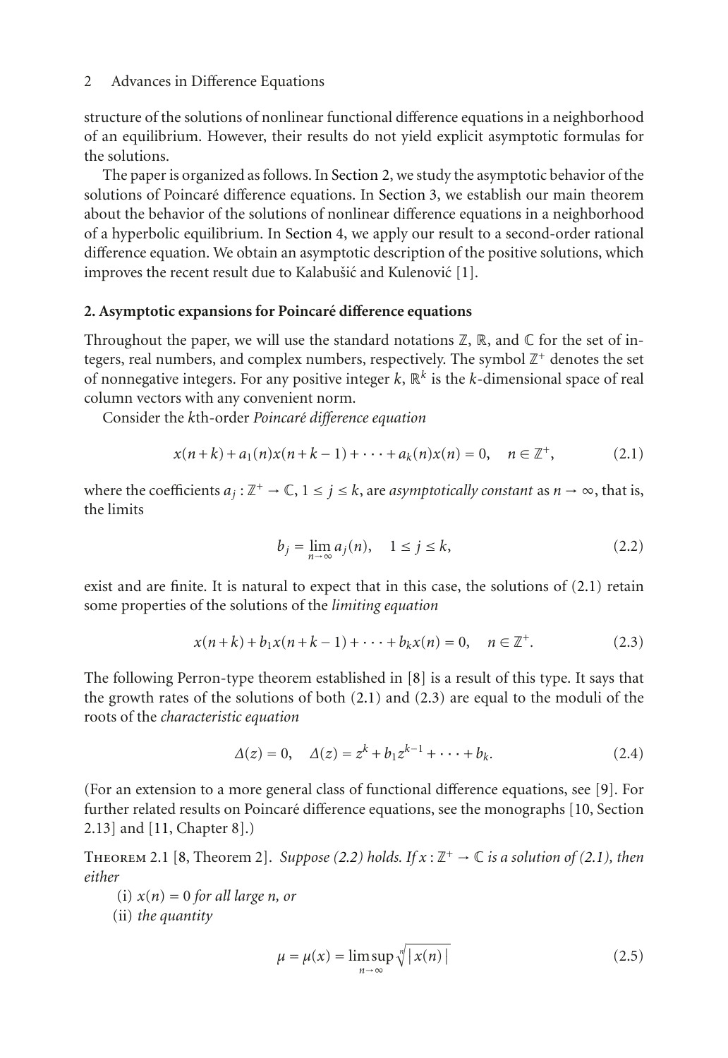structure of the solutions of nonlinear functional difference equations in a neighborhood of an equilibrium. However, their results do not yield explicit asymptotic formulas for the solutions.

The paper is organized as follows. In Section 2, we study the asymptotic behavior of the solutions of Poincaré difference equations. In Section 3, we establish our main theorem about the behavior of the solutions of nonlinear difference equations in a neighborhood of a hyperbolic equilibrium. In Section 4, we apply our result to a second-order rational difference equation. We obtain an asymptotic description of the positive solutions, which improves the recent result due to Kalabušić and Kulenović [1].

## 2. Asymptotic expansions for Poincaré difference equations

Throughout the paper, we will use the standard notations $\mathbb{Z}$, $\mathbb{R}$, and $\mathbb{C}$ for the set of integers, real numbers, and complex numbers, respectively. The symbol $\mathbb{Z}^+$ denotes the set of nonnegative integers. For any positive integer $k$, $\mathbb{R}^k$ is the $k$-dimensional space of real column vectors with any convenient norm.

Consider the $k$th-order *Poincaré difference equation*

$$x(n+k)+a_1(n)x(n+k-1)+\cdots+a_k(n)x(n)=0, \quad n\in\mathbb{Z}^+, \tag{2.1}$$

where the coefficients $a_j:\mathbb{Z}^+\to\mathbb{C}$, $1\le j\le k$, are *asymptotically constant* as $n\to\infty$, that is, the limits

$$b_j=\lim_{n\to\infty}a_j(n), \quad 1\le j\le k, \tag{2.2}$$

exist and are finite. It is natural to expect that in this case, the solutions of (2.1) retain some properties of the solutions of the *limiting equation*

$$x(n+k)+b_1x(n+k-1)+\cdots+b_kx(n)=0, \quad n\in\mathbb{Z}^+. \tag{2.3}$$

The following Perron-type theorem established in [8] is a result of this type. It says that the growth rates of the solutions of both (2.1) and (2.3) are equal to the moduli of the roots of the *characteristic equation*

$$\Delta(z)=0, \quad \Delta(z)=z^k+b_1z^{k-1}+\cdots+b_k. \tag{2.4}$$

(For an extension to a more general class of functional difference equations, see [9]. For further related results on Poincaré difference equations, see the monographs [10, Section 2.13] and [11, Chapter 8].)

Theorem 2.1 [8, Theorem 2]. *Suppose (2.2) holds. If $x:\mathbb{Z}^+\to\mathbb{C}$ is a solution of (2.1), then either*

(i) *$x(n)=0$ for all large $n$, or*

(ii) *the quantity*

$$\mu=\mu(x)=\limsup_{n\to\infty}\sqrt[n]{|x(n)|} \tag{2.5}$$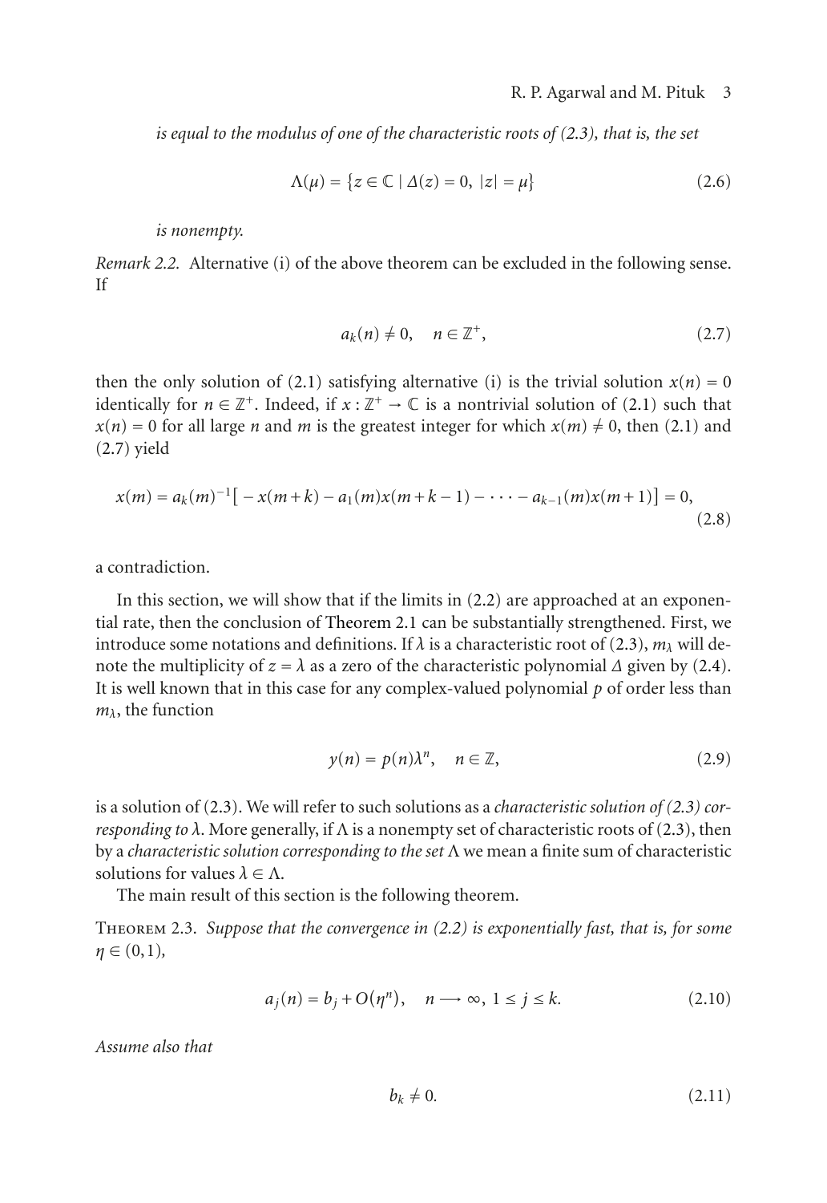*is equal to the modulus of one of the characteristic roots of (2.3), that is, the set*

$$\Lambda(\mu) = \{z \in \mathbb{C} \mid \Delta(z) = 0,\ |z| = \mu\} \tag{2.6}$$

*is nonempty.*

*Remark 2.2.* Alternative (i) of the above theorem can be excluded in the following sense. If

$$a_k(n) \neq 0, \quad n \in \mathbb{Z}^+, \tag{2.7}$$

then the only solution of (2.1) satisfying alternative (i) is the trivial solution $x(n) = 0$ identically for $n \in \mathbb{Z}^+$. Indeed, if $x : \mathbb{Z}^+ \to \mathbb{C}$ is a nontrivial solution of (2.1) such that $x(n) = 0$ for all large $n$ and $m$ is the greatest integer for which $x(m) \neq 0$, then (2.1) and (2.7) yield

$$x(m) = a_k(m)^{-1}\big[-x(m+k) - a_1(m)x(m+k-1) - \cdots - a_{k-1}(m)x(m+1)\big] = 0, \tag{2.8}$$

a contradiction.

In this section, we will show that if the limits in (2.2) are approached at an exponential rate, then the conclusion of Theorem 2.1 can be substantially strengthened. First, we introduce some notations and definitions. If $\lambda$ is a characteristic root of (2.3), $m_\lambda$ will denote the multiplicity of $z = \lambda$ as a zero of the characteristic polynomial $\Delta$ given by (2.4). It is well known that in this case for any complex-valued polynomial $p$ of order less than $m_\lambda$, the function

$$y(n) = p(n)\lambda^n, \quad n \in \mathbb{Z}, \tag{2.9}$$

is a solution of (2.3). We will refer to such solutions as a *characteristic solution of (2.3) corresponding to* $\lambda$. More generally, if $\Lambda$ is a nonempty set of characteristic roots of (2.3), then by a *characteristic solution corresponding to the set* $\Lambda$ we mean a finite sum of characteristic solutions for values $\lambda \in \Lambda$.

The main result of this section is the following theorem.

Theorem 2.3. *Suppose that the convergence in (2.2) is exponentially fast, that is, for some* $\eta \in (0,1)$,

$$a_j(n) = b_j + O(\eta^n), \quad n \longrightarrow \infty,\ 1 \le j \le k. \tag{2.10}$$

*Assume also that*

$$b_k \neq 0. \tag{2.11}$$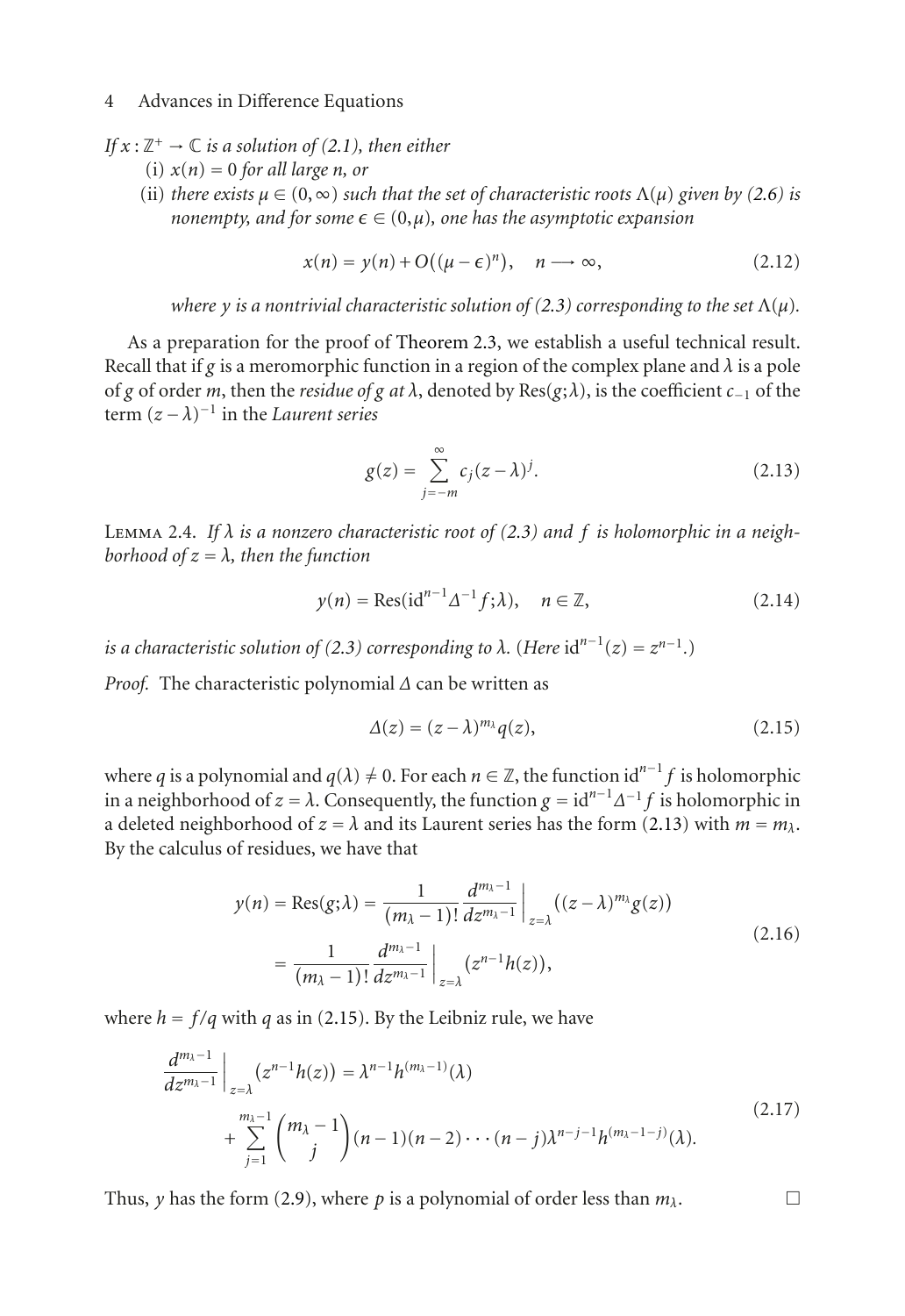*If $x : \mathbb{Z}^+ \to \mathbb{C}$ is a solution of (2.1), then either*

(i) *$x(n) = 0$ for all large $n$, or*

(ii) *there exists $\mu \in (0, \infty)$ such that the set of characteristic roots $\Lambda(\mu)$ given by (2.6) is nonempty, and for some $\epsilon \in (0, \mu)$, one has the asymptotic expansion*

$$x(n) = y(n) + O((\mu - \epsilon)^n), \quad n \longrightarrow \infty, \tag{2.12}$$

*where $y$ is a nontrivial characteristic solution of (2.3) corresponding to the set $\Lambda(\mu)$.*

As a preparation for the proof of Theorem 2.3, we establish a useful technical result. Recall that if $g$ is a meromorphic function in a region of the complex plane and $\lambda$ is a pole of $g$ of order $m$, then the *residue of $g$ at $\lambda$*, denoted by $\operatorname{Res}(g;\lambda)$, is the coefficient $c_{-1}$ of the term $(z-\lambda)^{-1}$ in the *Laurent series*

$$g(z) = \sum_{j=-m}^{\infty} c_j (z-\lambda)^j. \tag{2.13}$$

Lemma 2.4. *If $\lambda$ is a nonzero characteristic root of (2.3) and $f$ is holomorphic in a neighborhood of $z = \lambda$, then the function*

$$y(n) = \operatorname{Res}(\mathrm{id}^{n-1}\Delta^{-1} f; \lambda), \quad n \in \mathbb{Z}, \tag{2.14}$$

*is a characteristic solution of (2.3) corresponding to $\lambda$. (Here $\mathrm{id}^{n-1}(z) = z^{n-1}$.)*

*Proof.* The characteristic polynomial $\Delta$ can be written as

$$\Delta(z) = (z-\lambda)^{m_\lambda} q(z), \tag{2.15}$$

where $q$ is a polynomial and $q(\lambda) \neq 0$. For each $n \in \mathbb{Z}$, the function $\mathrm{id}^{n-1} f$ is holomorphic in a neighborhood of $z = \lambda$. Consequently, the function $g = \mathrm{id}^{n-1}\Delta^{-1} f$ is holomorphic in a deleted neighborhood of $z = \lambda$ and its Laurent series has the form (2.13) with $m = m_\lambda$. By the calculus of residues, we have that

$$\begin{aligned} y(n) = \operatorname{Res}(g;\lambda) &= \frac{1}{(m_\lambda - 1)!} \frac{d^{m_\lambda - 1}}{dz^{m_\lambda - 1}} \bigg|_{z=\lambda} \left((z-\lambda)^{m_\lambda} g(z)\right) \\ &= \frac{1}{(m_\lambda - 1)!} \frac{d^{m_\lambda - 1}}{dz^{m_\lambda - 1}} \bigg|_{z=\lambda} \left(z^{n-1} h(z)\right), \end{aligned} \tag{2.16}$$

where $h = f/q$ with $q$ as in (2.15). By the Leibniz rule, we have

$$\begin{aligned} \frac{d^{m_\lambda - 1}}{dz^{m_\lambda - 1}} \bigg|_{z=\lambda} \left(z^{n-1} h(z)\right) &= \lambda^{n-1} h^{(m_\lambda - 1)}(\lambda) \\ &\quad + \sum_{j=1}^{m_\lambda - 1} \binom{m_\lambda - 1}{j} (n-1)(n-2)\cdots(n-j) \lambda^{n-j-1} h^{(m_\lambda - 1 - j)}(\lambda). \end{aligned} \tag{2.17}$$

Thus, $y$ has the form (2.9), where $p$ is a polynomial of order less than $m_\lambda$. $\square$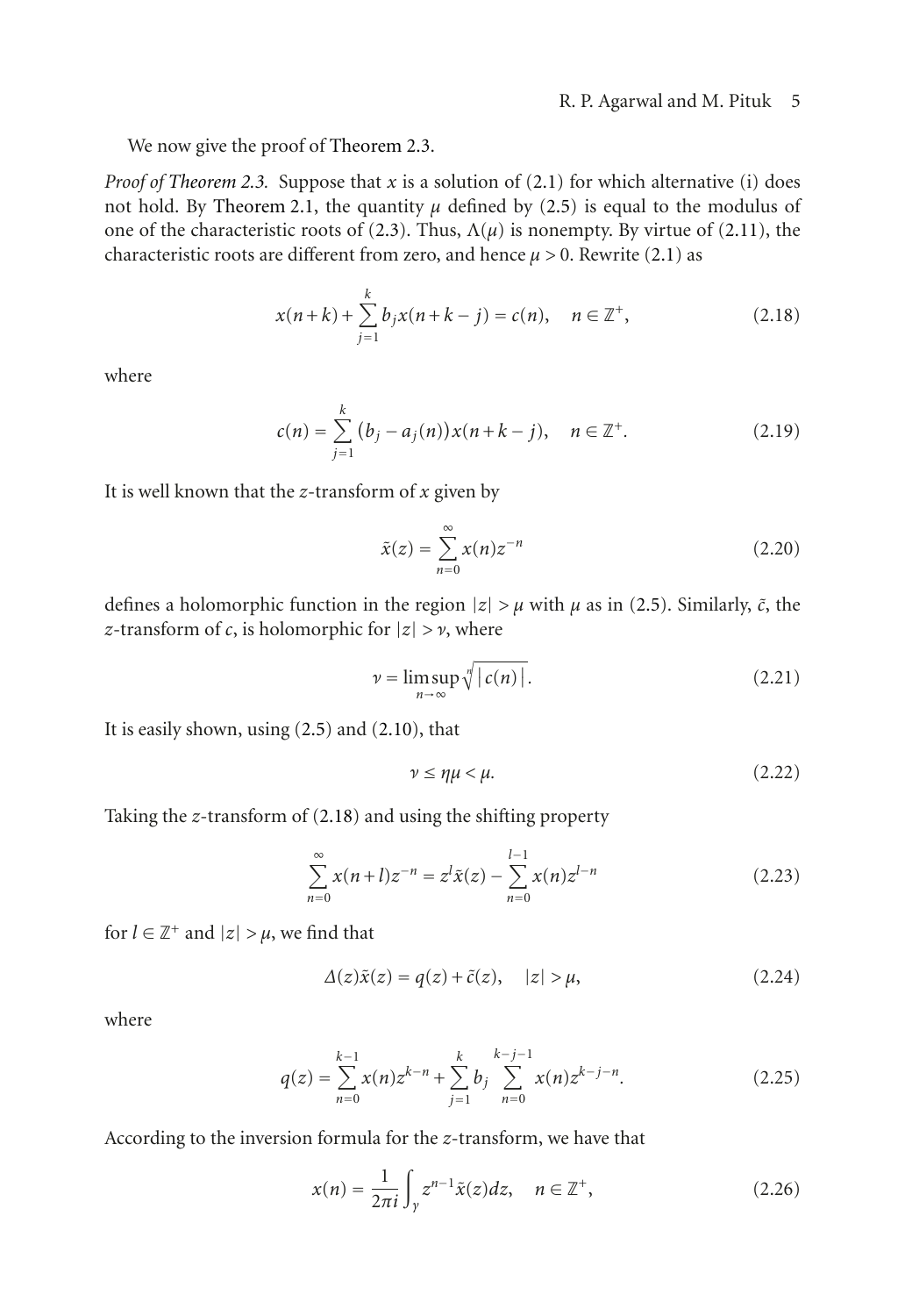We now give the proof of Theorem 2.3.

*Proof of Theorem 2.3.* Suppose that $x$ is a solution of (2.1) for which alternative (i) does not hold. By Theorem 2.1, the quantity $\mu$ defined by (2.5) is equal to the modulus of one of the characteristic roots of (2.3). Thus, $\Lambda(\mu)$ is nonempty. By virtue of (2.11), the characteristic roots are different from zero, and hence $\mu > 0$. Rewrite (2.1) as

$$x(n+k) + \sum_{j=1}^{k} b_j x(n+k-j) = c(n), \quad n \in \mathbb{Z}^+, \tag{2.18}$$

where

$$c(n) = \sum_{j=1}^{k} \big(b_j - a_j(n)\big) x(n+k-j), \quad n \in \mathbb{Z}^+. \tag{2.19}$$

It is well known that the $z$-transform of $x$ given by

$$\tilde{x}(z) = \sum_{n=0}^{\infty} x(n) z^{-n} \tag{2.20}$$

defines a holomorphic function in the region $|z| > \mu$ with $\mu$ as in (2.5). Similarly, $\tilde{c}$, the $z$-transform of $c$, is holomorphic for $|z| > \nu$, where

$$\nu = \limsup_{n \to \infty} \sqrt[n]{|c(n)|}. \tag{2.21}$$

It is easily shown, using (2.5) and (2.10), that

$$\nu \leq \eta\mu < \mu. \tag{2.22}$$

Taking the $z$-transform of (2.18) and using the shifting property

$$\sum_{n=0}^{\infty} x(n+l) z^{-n} = z^l \tilde{x}(z) - \sum_{n=0}^{l-1} x(n) z^{l-n} \tag{2.23}$$

for $l \in \mathbb{Z}^+$ and $|z| > \mu$, we find that

$$\Delta(z)\tilde{x}(z) = q(z) + \tilde{c}(z), \quad |z| > \mu, \tag{2.24}$$

where

$$q(z) = \sum_{n=0}^{k-1} x(n) z^{k-n} + \sum_{j=1}^{k} b_j \sum_{n=0}^{k-j-1} x(n) z^{k-j-n}. \tag{2.25}$$

According to the inversion formula for the $z$-transform, we have that

$$x(n) = \frac{1}{2\pi i} \int_{\gamma} z^{n-1} \tilde{x}(z) dz, \quad n \in \mathbb{Z}^+, \tag{2.26}$$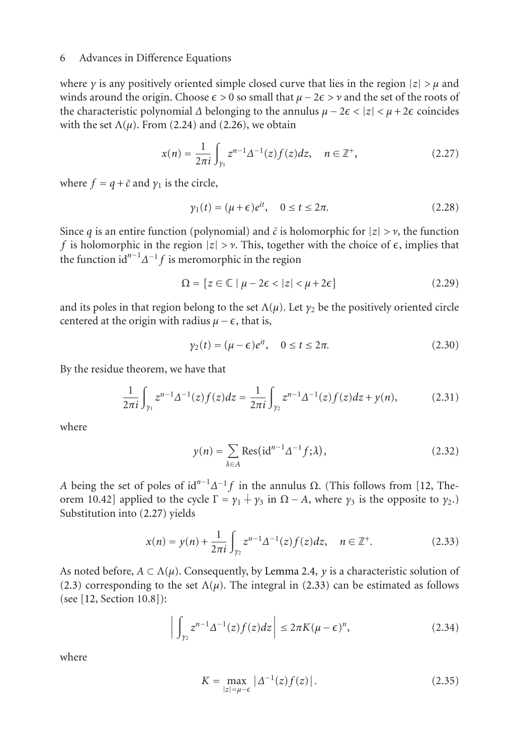where $\gamma$ is any positively oriented simple closed curve that lies in the region $|z| > \mu$ and winds around the origin. Choose $\epsilon > 0$ so small that $\mu - 2\epsilon > \nu$ and the set of the roots of the characteristic polynomial $\Delta$ belonging to the annulus $\mu - 2\epsilon < |z| < \mu + 2\epsilon$ coincides with the set $\Lambda(\mu)$. From (2.24) and (2.26), we obtain

$$x(n) = \frac{1}{2\pi i} \int_{\gamma_1} z^{n-1} \Delta^{-1}(z) f(z) dz, \quad n \in \mathbb{Z}^+, \tag{2.27}$$

where $f = q + \tilde{c}$ and $\gamma_1$ is the circle,

$$\gamma_1(t) = (\mu + \epsilon)e^{it}, \quad 0 \leq t \leq 2\pi. \tag{2.28}$$

Since $q$ is an entire function (polynomial) and $\tilde{c}$ is holomorphic for $|z| > \nu$, the function $f$ is holomorphic in the region $|z| > \nu$. This, together with the choice of $\epsilon$, implies that the function $\mathrm{id}^{n-1}\Delta^{-1} f$ is meromorphic in the region

$$\Omega = \{ z \in \mathbb{C} \mid \mu - 2\epsilon < |z| < \mu + 2\epsilon \} \tag{2.29}$$

and its poles in that region belong to the set $\Lambda(\mu)$. Let $\gamma_2$ be the positively oriented circle centered at the origin with radius $\mu - \epsilon$, that is,

$$\gamma_2(t) = (\mu - \epsilon)e^{it}, \quad 0 \leq t \leq 2\pi. \tag{2.30}$$

By the residue theorem, we have that

$$\frac{1}{2\pi i} \int_{\gamma_1} z^{n-1} \Delta^{-1}(z) f(z) dz = \frac{1}{2\pi i} \int_{\gamma_2} z^{n-1} \Delta^{-1}(z) f(z) dz + y(n), \tag{2.31}$$

where

$$y(n) = \sum_{\lambda \in A} \operatorname{Res}\left( \mathrm{id}^{n-1} \Delta^{-1} f; \lambda \right), \tag{2.32}$$

$A$ being the set of poles of $\mathrm{id}^{n-1}\Delta^{-1} f$ in the annulus $\Omega$. (This follows from [12, Theorem 10.42] applied to the cycle $\Gamma = \gamma_1 \dot{+} \gamma_3$ in $\Omega - A$, where $\gamma_3$ is the opposite to $\gamma_2$.) Substitution into (2.27) yields

$$x(n) = y(n) + \frac{1}{2\pi i} \int_{\gamma_2} z^{n-1} \Delta^{-1}(z) f(z) dz, \quad n \in \mathbb{Z}^+. \tag{2.33}$$

As noted before, $A \subset \Lambda(\mu)$. Consequently, by Lemma 2.4, $y$ is a characteristic solution of (2.3) corresponding to the set $\Lambda(\mu)$. The integral in (2.33) can be estimated as follows (see [12, Section 10.8]):

$$\left| \int_{\gamma_2} z^{n-1} \Delta^{-1}(z) f(z) dz \right| \leq 2\pi K (\mu - \epsilon)^n, \tag{2.34}$$

where

$$K = \max_{|z| = \mu - \epsilon} \left| \Delta^{-1}(z) f(z) \right|. \tag{2.35}$$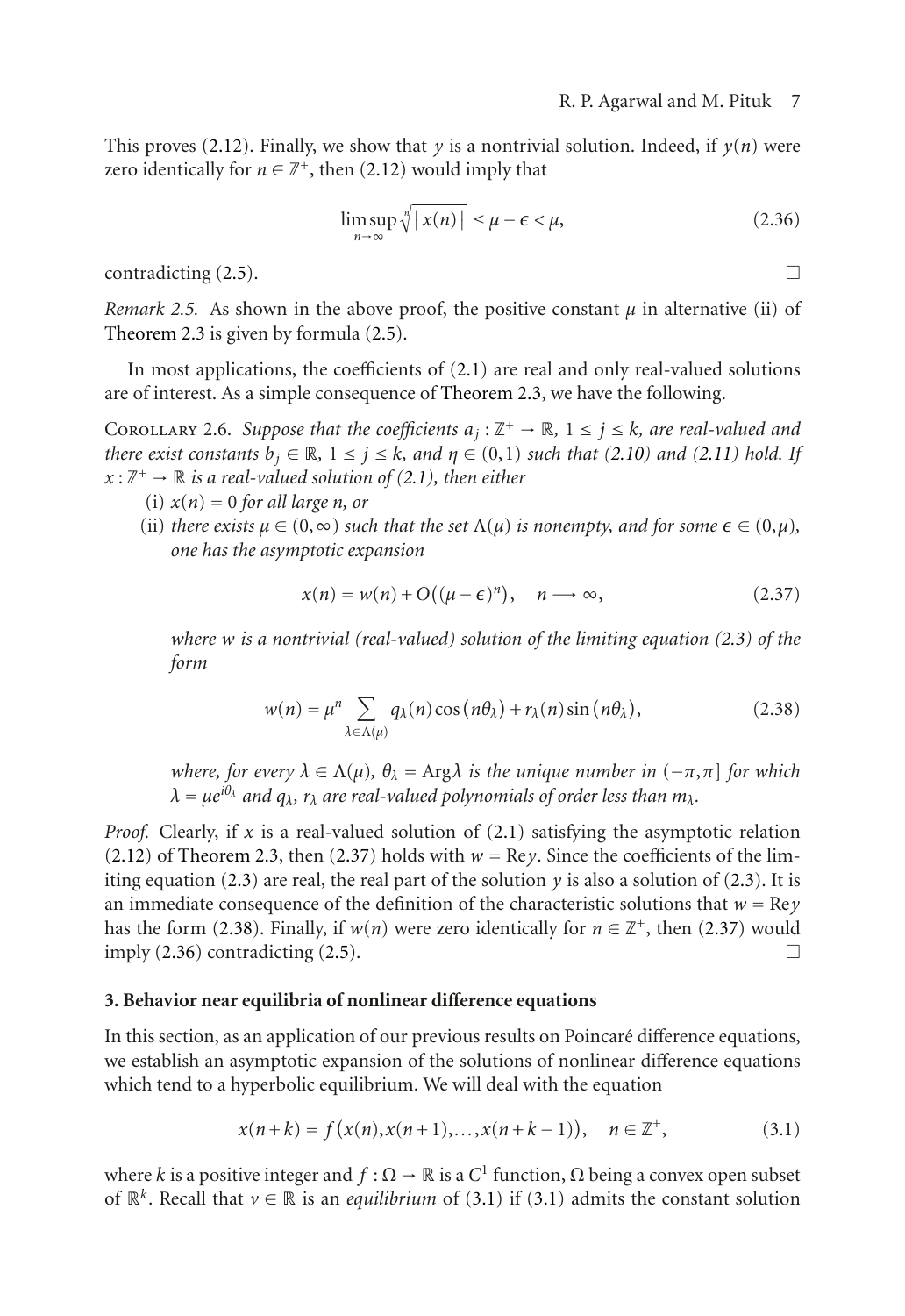This proves (2.12). Finally, we show that $y$ is a nontrivial solution. Indeed, if $y(n)$ were zero identically for $n \in \mathbb{Z}^+$, then (2.12) would imply that

$$\limsup_{n\to\infty} \sqrt[n]{|x(n)|} \le \mu - \epsilon < \mu, \tag{2.36}$$

contradicting (2.5). □

*Remark 2.5.* As shown in the above proof, the positive constant $\mu$ in alternative (ii) of Theorem 2.3 is given by formula (2.5).

In most applications, the coefficients of (2.1) are real and only real-valued solutions are of interest. As a simple consequence of Theorem 2.3, we have the following.

Corollary 2.6. *Suppose that the coefficients $a_j : \mathbb{Z}^+ \to \mathbb{R}$, $1 \le j \le k$, are real-valued and there exist constants $b_j \in \mathbb{R}$, $1 \le j \le k$, and $\eta \in (0,1)$ such that (2.10) and (2.11) hold. If $x : \mathbb{Z}^+ \to \mathbb{R}$ is a real-valued solution of (2.1), then either*

(i) *$x(n) = 0$ for all large $n$, or*

(ii) *there exists $\mu \in (0,\infty)$ such that the set $\Lambda(\mu)$ is nonempty, and for some $\epsilon \in (0,\mu)$, one has the asymptotic expansion*

$$x(n) = w(n) + O\big((\mu-\epsilon)^n\big), \quad n \longrightarrow \infty, \tag{2.37}$$

*where $w$ is a nontrivial (real-valued) solution of the limiting equation (2.3) of the form*

$$w(n) = \mu^n \sum_{\lambda\in\Lambda(\mu)} q_\lambda(n)\cos\big(n\theta_\lambda\big) + r_\lambda(n)\sin\big(n\theta_\lambda\big), \tag{2.38}$$

*where, for every $\lambda \in \Lambda(\mu)$, $\theta_\lambda = \operatorname{Arg}\lambda$ is the unique number in $(-\pi,\pi]$ for which $\lambda = \mu e^{i\theta_\lambda}$ and $q_\lambda$, $r_\lambda$ are real-valued polynomials of order less than $m_\lambda$.*

*Proof.* Clearly, if $x$ is a real-valued solution of (2.1) satisfying the asymptotic relation (2.12) of Theorem 2.3, then (2.37) holds with $w = \operatorname{Re} y$. Since the coefficients of the limiting equation (2.3) are real, the real part of the solution $y$ is also a solution of (2.3). It is an immediate consequence of the definition of the characteristic solutions that $w = \operatorname{Re} y$ has the form (2.38). Finally, if $w(n)$ were zero identically for $n \in \mathbb{Z}^+$, then (2.37) would imply (2.36) contradicting (2.5). □

## 3. Behavior near equilibria of nonlinear difference equations

In this section, as an application of our previous results on Poincaré difference equations, we establish an asymptotic expansion of the solutions of nonlinear difference equations which tend to a hyperbolic equilibrium. We will deal with the equation

$$x(n+k) = f\big(x(n), x(n+1), \ldots, x(n+k-1)\big), \quad n \in \mathbb{Z}^+, \tag{3.1}$$

where $k$ is a positive integer and $f : \Omega \to \mathbb{R}$ is a $C^1$ function, $\Omega$ being a convex open subset of $\mathbb{R}^k$. Recall that $v \in \mathbb{R}$ is an *equilibrium* of (3.1) if (3.1) admits the constant solution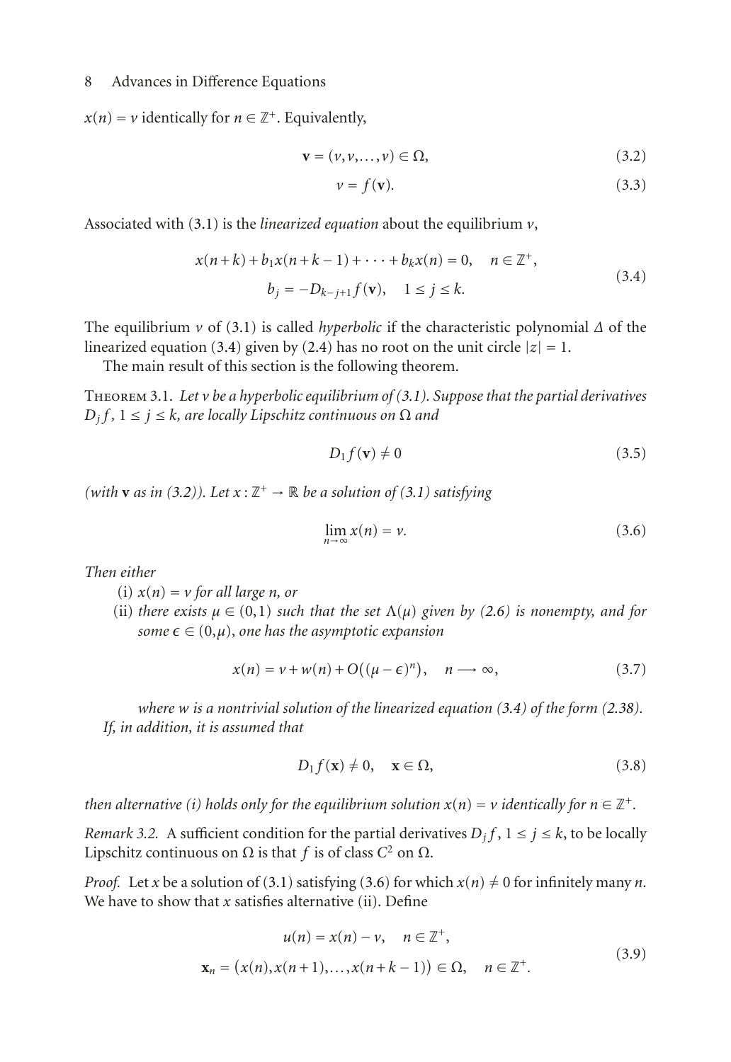$x(n) = v$ identically for $n \in \mathbb{Z}^+$. Equivalently,

$$\mathbf{v} = (v, v, \ldots, v) \in \Omega, \tag{3.2}$$

$$v = f(\mathbf{v}). \tag{3.3}$$

Associated with (3.1) is the *linearized equation* about the equilibrium $v$,

$$\begin{gathered} x(n+k) + b_1 x(n+k-1) + \cdots + b_k x(n) = 0, \quad n \in \mathbb{Z}^+, \\ b_j = -D_{k-j+1} f(\mathbf{v}), \quad 1 \leq j \leq k. \end{gathered} \tag{3.4}$$

The equilibrium $v$ of (3.1) is called *hyperbolic* if the characteristic polynomial $\Delta$ of the linearized equation (3.4) given by (2.4) has no root on the unit circle $|z| = 1$.

The main result of this section is the following theorem.

Theorem 3.1. *Let $v$ be a hyperbolic equilibrium of (3.1). Suppose that the partial derivatives $D_j f$, $1 \leq j \leq k$, are locally Lipschitz continuous on $\Omega$ and*

$$D_1 f(\mathbf{v}) \neq 0 \tag{3.5}$$

*(with $\mathbf{v}$ as in (3.2)). Let $x : \mathbb{Z}^+ \to \mathbb{R}$ be a solution of (3.1) satisfying*

$$\lim_{n \to \infty} x(n) = v. \tag{3.6}$$

*Then either*

(i) *$x(n) = v$ for all large $n$, or*

(ii) *there exists $\mu \in (0,1)$ such that the set $\Lambda(\mu)$ given by (2.6) is nonempty, and for some $\epsilon \in (0, \mu)$, one has the asymptotic expansion*

$$x(n) = v + w(n) + O\big((\mu - \epsilon)^n\big), \quad n \longrightarrow \infty, \tag{3.7}$$

*where $w$ is a nontrivial solution of the linearized equation (3.4) of the form (2.38).*

*If, in addition, it is assumed that*

$$D_1 f(\mathbf{x}) \neq 0, \quad \mathbf{x} \in \Omega, \tag{3.8}$$

*then alternative (i) holds only for the equilibrium solution $x(n) = v$ identically for $n \in \mathbb{Z}^+$.*

*Remark 3.2.* A sufficient condition for the partial derivatives $D_j f$, $1 \leq j \leq k$, to be locally Lipschitz continuous on $\Omega$ is that $f$ is of class $C^2$ on $\Omega$.

*Proof.* Let $x$ be a solution of (3.1) satisfying (3.6) for which $x(n) \neq 0$ for infinitely many $n$. We have to show that $x$ satisfies alternative (ii). Define

$$\begin{gathered} u(n) = x(n) - v, \quad n \in \mathbb{Z}^+, \\ \mathbf{x}_n = \big(x(n), x(n+1), \ldots, x(n+k-1)\big) \in \Omega, \quad n \in \mathbb{Z}^+. \end{gathered} \tag{3.9}$$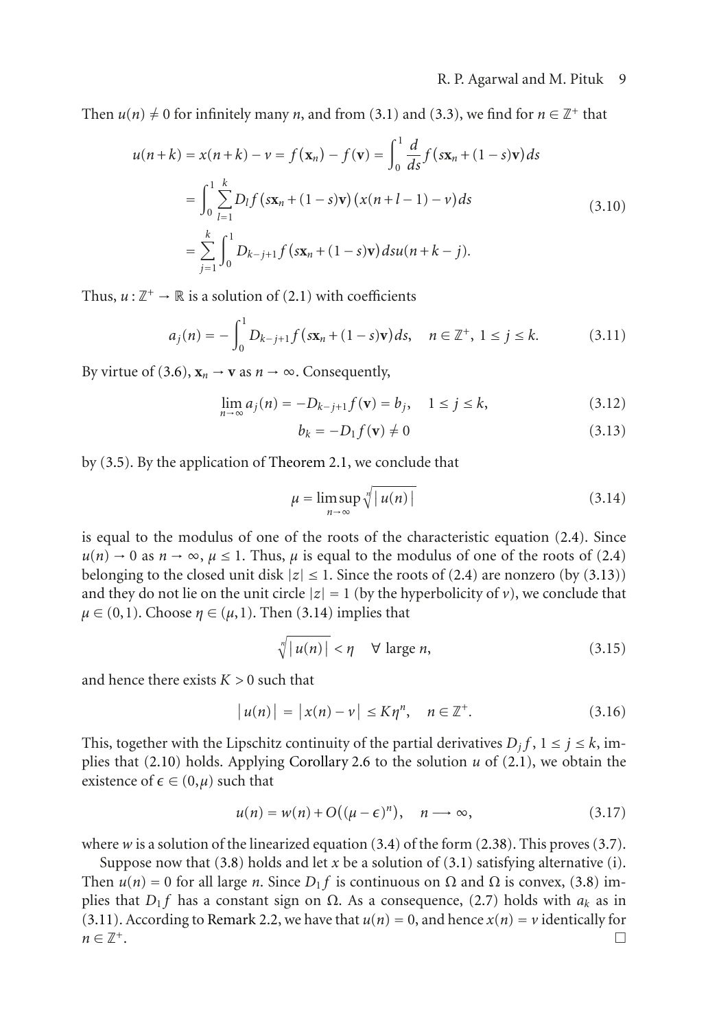Then $u(n) \neq 0$ for infinitely many $n$, and from (3.1) and (3.3), we find for $n \in \mathbb{Z}^+$ that

$$
\begin{aligned}
u(n+k) = x(n+k) - v = f(\mathbf{x}_n) - f(\mathbf{v}) &= \int_0^1 \frac{d}{ds} f(s\mathbf{x}_n + (1-s)\mathbf{v})\,ds \\
&= \int_0^1 \sum_{l=1}^{k} D_l f(s\mathbf{x}_n + (1-s)\mathbf{v})(x(n+l-1) - v)\,ds \\
&= \sum_{j=1}^{k} \int_0^1 D_{k-j+1} f(s\mathbf{x}_n + (1-s)\mathbf{v})\,ds\, u(n+k-j).
\end{aligned}
\tag{3.10}
$$

Thus, $u : \mathbb{Z}^+ \to \mathbb{R}$ is a solution of (2.1) with coefficients

$$
a_j(n) = -\int_0^1 D_{k-j+1} f(s\mathbf{x}_n + (1-s)\mathbf{v})\,ds, \quad n \in \mathbb{Z}^+,\ 1 \leq j \leq k. \tag{3.11}
$$

By virtue of (3.6), $\mathbf{x}_n \to \mathbf{v}$ as $n \to \infty$. Consequently,

$$
\lim_{n\to\infty} a_j(n) = -D_{k-j+1} f(\mathbf{v}) = b_j, \quad 1 \leq j \leq k, \tag{3.12}
$$

$$
b_k = -D_1 f(\mathbf{v}) \neq 0 \tag{3.13}
$$

by (3.5). By the application of Theorem 2.1, we conclude that

$$
\mu = \limsup_{n\to\infty} \sqrt[n]{|u(n)|} \tag{3.14}
$$

is equal to the modulus of one of the roots of the characteristic equation (2.4). Since $u(n) \to 0$ as $n \to \infty$, $\mu \leq 1$. Thus, $\mu$ is equal to the modulus of one of the roots of (2.4) belonging to the closed unit disk $|z| \leq 1$. Since the roots of (2.4) are nonzero (by (3.13)) and they do not lie on the unit circle $|z| = 1$ (by the hyperbolicity of $v$), we conclude that $\mu \in (0,1)$. Choose $\eta \in (\mu, 1)$. Then (3.14) implies that

$$
\sqrt[n]{|u(n)|} < \eta \quad \forall \text{ large } n, \tag{3.15}
$$

and hence there exists $K > 0$ such that

$$
|u(n)| = |x(n) - v| \leq K\eta^n, \quad n \in \mathbb{Z}^+. \tag{3.16}
$$

This, together with the Lipschitz continuity of the partial derivatives $D_j f$, $1 \leq j \leq k$, implies that (2.10) holds. Applying Corollary 2.6 to the solution $u$ of (2.1), we obtain the existence of $\epsilon \in (0, \mu)$ such that

$$
u(n) = w(n) + O((\mu - \epsilon)^n), \quad n \longrightarrow \infty, \tag{3.17}
$$

where $w$ is a solution of the linearized equation (3.4) of the form (2.38). This proves (3.7).

Suppose now that (3.8) holds and let $x$ be a solution of (3.1) satisfying alternative (i). Then $u(n) = 0$ for all large $n$. Since $D_1 f$ is continuous on $\Omega$ and $\Omega$ is convex, (3.8) implies that $D_1 f$ has a constant sign on $\Omega$. As a consequence, (2.7) holds with $a_k$ as in (3.11). According to Remark 2.2, we have that $u(n) = 0$, and hence $x(n) = v$ identically for $n \in \mathbb{Z}^+$. $\square$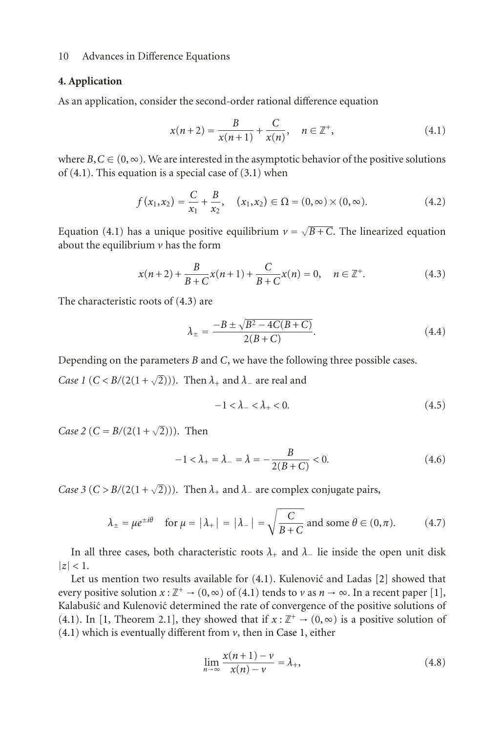## 4. Application

As an application, consider the second-order rational difference equation

$$x(n+2) = \frac{B}{x(n+1)} + \frac{C}{x(n)}, \quad n \in \mathbb{Z}^+, \tag{4.1}$$

where $B, C \in (0, \infty)$. We are interested in the asymptotic behavior of the positive solutions of (4.1). This equation is a special case of (3.1) when

$$f(x_1, x_2) = \frac{C}{x_1} + \frac{B}{x_2}, \quad (x_1, x_2) \in \Omega = (0, \infty) \times (0, \infty). \tag{4.2}$$

Equation (4.1) has a unique positive equilibrium $v = \sqrt{B+C}$. The linearized equation about the equilibrium $v$ has the form

$$x(n+2) + \frac{B}{B+C} x(n+1) + \frac{C}{B+C} x(n) = 0, \quad n \in \mathbb{Z}^+. \tag{4.3}$$

The characteristic roots of (4.3) are

$$\lambda_{\pm} = \frac{-B \pm \sqrt{B^2 - 4C(B+C)}}{2(B+C)}. \tag{4.4}$$

Depending on the parameters $B$ and $C$, we have the following three possible cases.

*Case 1* ($C < B/(2(1+\sqrt{2}))$). Then $\lambda_+$ and $\lambda_-$ are real and

$$-1 < \lambda_- < \lambda_+ < 0. \tag{4.5}$$

*Case 2* ($C = B/(2(1+\sqrt{2}))$). Then

$$-1 < \lambda_+ = \lambda_- = \lambda = -\frac{B}{2(B+C)} < 0. \tag{4.6}$$

*Case 3* ($C > B/(2(1+\sqrt{2}))$). Then $\lambda_+$ and $\lambda_-$ are complex conjugate pairs,

$$\lambda_{\pm} = \mu e^{\pm i\theta} \quad \text{for } \mu = |\lambda_+| = |\lambda_-| = \sqrt{\frac{C}{B+C}} \text{ and some } \theta \in (0, \pi). \tag{4.7}$$

In all three cases, both characteristic roots $\lambda_+$ and $\lambda_-$ lie inside the open unit disk $|z| < 1$.

Let us mention two results available for (4.1). Kulenović and Ladas [2] showed that every positive solution $x : \mathbb{Z}^+ \to (0, \infty)$ of (4.1) tends to $v$ as $n \to \infty$. In a recent paper [1], Kalabušić and Kulenović determined the rate of convergence of the positive solutions of (4.1). In [1, Theorem 2.1], they showed that if $x : \mathbb{Z}^+ \to (0, \infty)$ is a positive solution of (4.1) which is eventually different from $v$, then in Case 1, either

$$\lim_{n \to \infty} \frac{x(n+1) - v}{x(n) - v} = \lambda_+, \tag{4.8}$$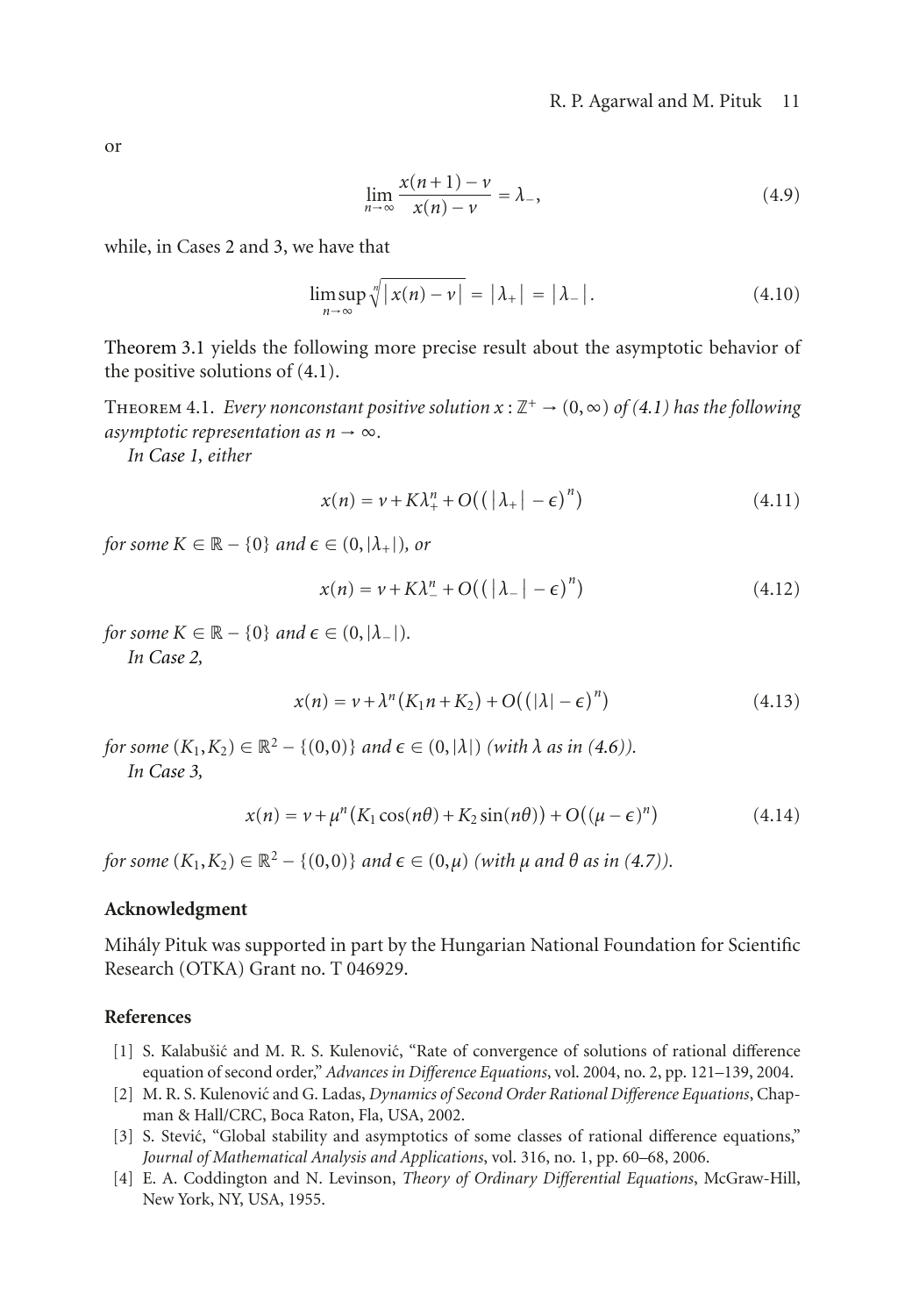or

$$\lim_{n\to\infty} \frac{x(n+1)-\nu}{x(n)-\nu} = \lambda_-, \tag{4.9}$$

while, in Cases 2 and 3, we have that

$$\limsup_{n\to\infty} \sqrt[n]{|x(n)-\nu|} = |\lambda_+| = |\lambda_-|. \tag{4.10}$$

Theorem 3.1 yields the following more precise result about the asymptotic behavior of the positive solutions of (4.1).

Theorem 4.1. *Every nonconstant positive solution $x : \mathbb{Z}^+ \to (0,\infty)$ of (4.1) has the following asymptotic representation as $n \to \infty$.*

*In Case 1, either*

$$x(n) = \nu + K\lambda_+^n + O\big((|\lambda_+| - \epsilon)^n\big) \tag{4.11}$$

*for some $K \in \mathbb{R} - \{0\}$ and $\epsilon \in (0, |\lambda_+|)$, or*

$$x(n) = \nu + K\lambda_-^n + O\big((|\lambda_-| - \epsilon)^n\big) \tag{4.12}$$

*for some $K \in \mathbb{R} - \{0\}$ and $\epsilon \in (0, |\lambda_-|)$.*

*In Case 2,*

$$x(n) = \nu + \lambda^n(K_1 n + K_2) + O\big((|\lambda| - \epsilon)^n\big) \tag{4.13}$$

*for some $(K_1, K_2) \in \mathbb{R}^2 - \{(0,0)\}$ and $\epsilon \in (0, |\lambda|)$ (with $\lambda$ as in (4.6)).*

*In Case 3,*

$$x(n) = \nu + \mu^n\big(K_1\cos(n\theta) + K_2\sin(n\theta)\big) + O\big((\mu - \epsilon)^n\big) \tag{4.14}$$

*for some $(K_1, K_2) \in \mathbb{R}^2 - \{(0,0)\}$ and $\epsilon \in (0, \mu)$ (with $\mu$ and $\theta$ as in (4.7)).*

## Acknowledgment

Mihály Pituk was supported in part by the Hungarian National Foundation for Scientific Research (OTKA) Grant no. T 046929.

## References

[1] S. Kalabušić and M. R. S. Kulenović, "Rate of convergence of solutions of rational difference equation of second order," *Advances in Difference Equations*, vol. 2004, no. 2, pp. 121–139, 2004.

[2] M. R. S. Kulenović and G. Ladas, *Dynamics of Second Order Rational Difference Equations*, Chapman & Hall/CRC, Boca Raton, Fla, USA, 2002.

[3] S. Stević, "Global stability and asymptotics of some classes of rational difference equations," *Journal of Mathematical Analysis and Applications*, vol. 316, no. 1, pp. 60–68, 2006.

[4] E. A. Coddington and N. Levinson, *Theory of Ordinary Differential Equations*, McGraw-Hill, New York, NY, USA, 1955.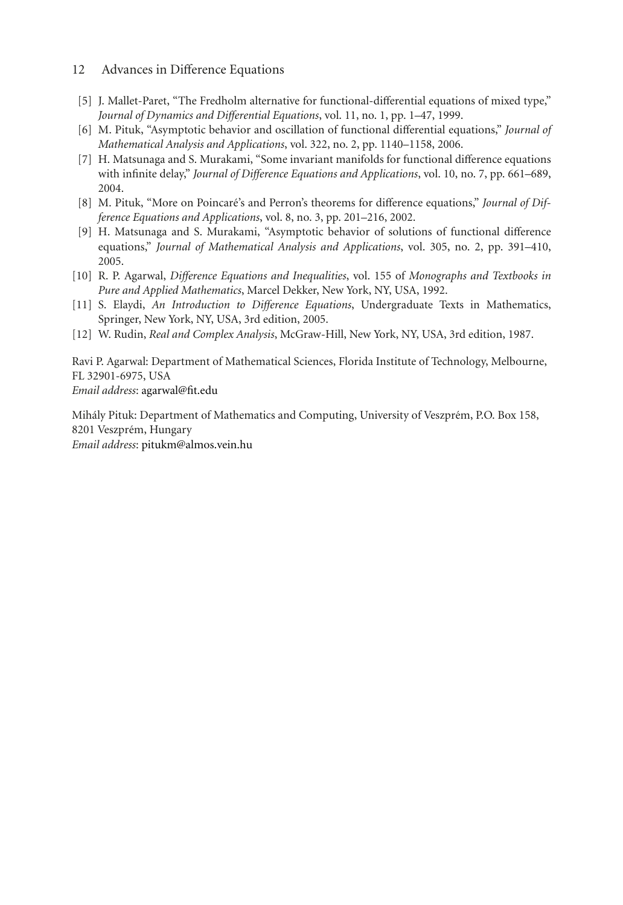[5] J. Mallet-Paret, "The Fredholm alternative for functional-differential equations of mixed type," *Journal of Dynamics and Differential Equations*, vol. 11, no. 1, pp. 1–47, 1999.

[6] M. Pituk, "Asymptotic behavior and oscillation of functional differential equations," *Journal of Mathematical Analysis and Applications*, vol. 322, no. 2, pp. 1140–1158, 2006.

[7] H. Matsunaga and S. Murakami, "Some invariant manifolds for functional difference equations with infinite delay," *Journal of Difference Equations and Applications*, vol. 10, no. 7, pp. 661–689, 2004.

[8] M. Pituk, "More on Poincaré's and Perron's theorems for difference equations," *Journal of Difference Equations and Applications*, vol. 8, no. 3, pp. 201–216, 2002.

[9] H. Matsunaga and S. Murakami, "Asymptotic behavior of solutions of functional difference equations," *Journal of Mathematical Analysis and Applications*, vol. 305, no. 2, pp. 391–410, 2005.

[10] R. P. Agarwal, *Difference Equations and Inequalities*, vol. 155 of *Monographs and Textbooks in Pure and Applied Mathematics*, Marcel Dekker, New York, NY, USA, 1992.

[11] S. Elaydi, *An Introduction to Difference Equations*, Undergraduate Texts in Mathematics, Springer, New York, NY, USA, 3rd edition, 2005.

[12] W. Rudin, *Real and Complex Analysis*, McGraw-Hill, New York, NY, USA, 3rd edition, 1987.

Ravi P. Agarwal: Department of Mathematical Sciences, Florida Institute of Technology, Melbourne, FL 32901-6975, USA
*Email address*: agarwal@fit.edu

Mihály Pituk: Department of Mathematics and Computing, University of Veszprém, P.O. Box 158, 8201 Veszprém, Hungary
*Email address*: pitukm@almos.vein.hu